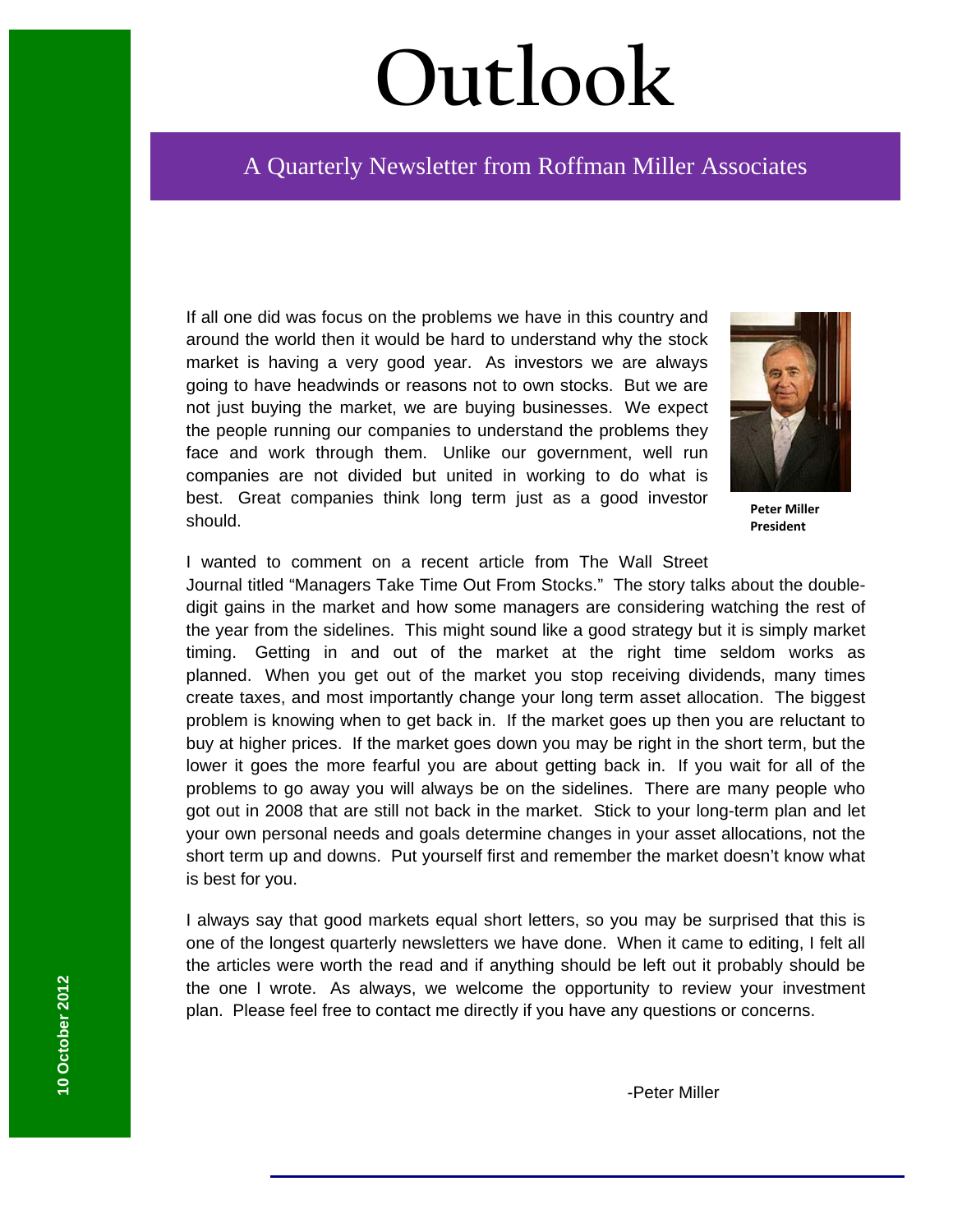# Outlook

## A Quarterly Newsletter from Roffman Miller Associates

10 October 2012

If all one did was focus on the problems we have in this country and around the world then it would be hard to understand why the stock market is having a very good year. As investors we are always going to have headwinds or reasons not to own stocks. But we are not just buying the market, we are buying businesses. We expect the people running our companies to understand the problems they face and work through them. Unlike our government, well run companies are not divided but united in working to do what is best. Great companies think long term just as a good investor should.

**Peter Miller**
**President**

I wanted to comment on a recent article from The Wall Street Journal titled "Managers Take Time Out From Stocks." The story talks about the double-digit gains in the market and how some managers are considering watching the rest of the year from the sidelines. This might sound like a good strategy but it is simply market timing. Getting in and out of the market at the right time seldom works as planned. When you get out of the market you stop receiving dividends, many times create taxes, and most importantly change your long term asset allocation. The biggest problem is knowing when to get back in. If the market goes up then you are reluctant to buy at higher prices. If the market goes down you may be right in the short term, but the lower it goes the more fearful you are about getting back in. If you wait for all of the problems to go away you will always be on the sidelines. There are many people who got out in 2008 that are still not back in the market. Stick to your long-term plan and let your own personal needs and goals determine changes in your asset allocations, not the short term up and downs. Put yourself first and remember the market doesn't know what is best for you.

I always say that good markets equal short letters, so you may be surprised that this is one of the longest quarterly newsletters we have done. When it came to editing, I felt all the articles were worth the read and if anything should be left out it probably should be the one I wrote. As always, we welcome the opportunity to review your investment plan. Please feel free to contact me directly if you have any questions or concerns.

-Peter Miller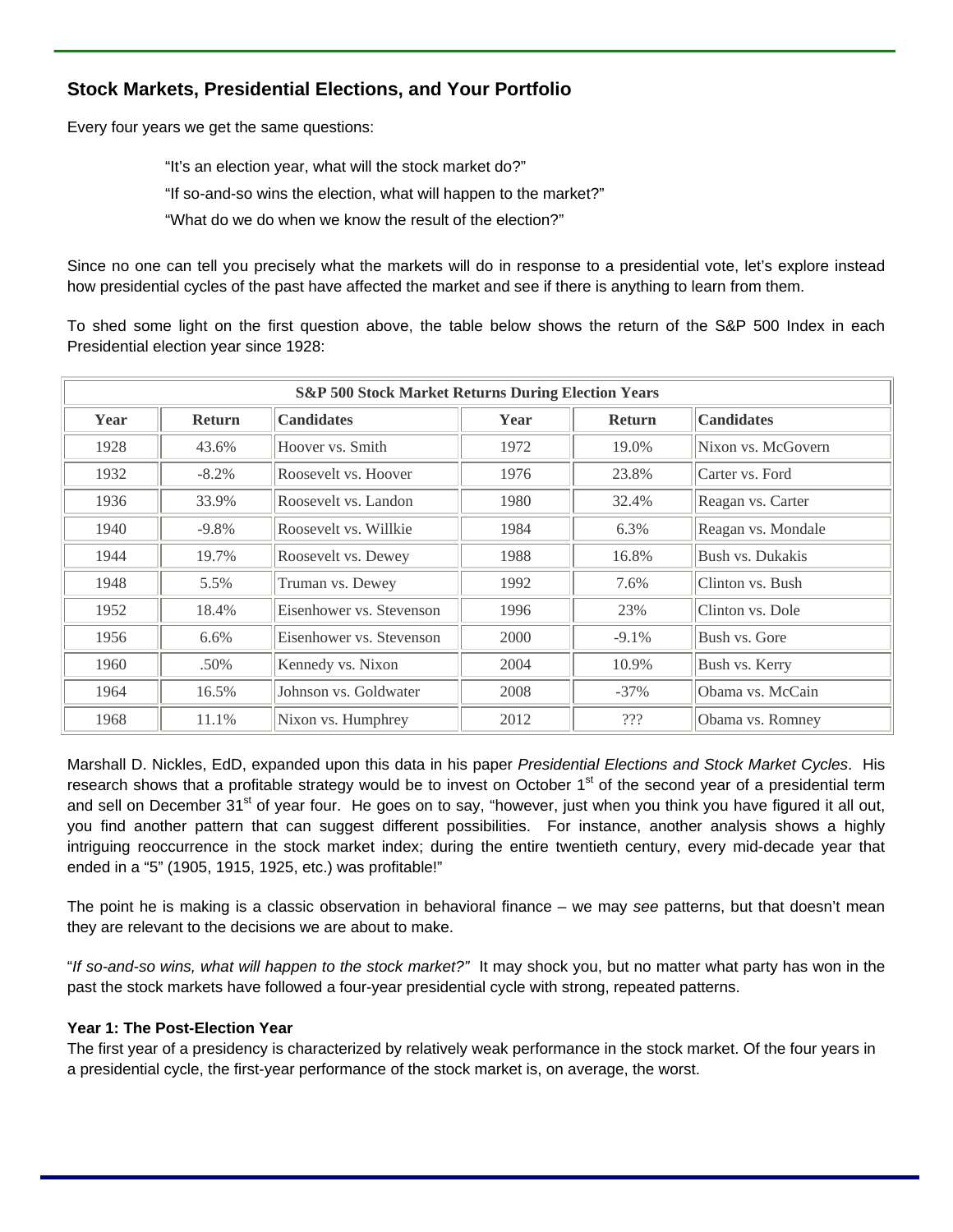## Stock Markets, Presidential Elections, and Your Portfolio

Every four years we get the same questions:

> "It's an election year, what will the stock market do?"
>
> "If so-and-so wins the election, what will happen to the market?"
>
> "What do we do when we know the result of the election?"

Since no one can tell you precisely what the markets will do in response to a presidential vote, let's explore instead how presidential cycles of the past have affected the market and see if there is anything to learn from them.

To shed some light on the first question above, the table below shows the return of the S&P 500 Index in each Presidential election year since 1928:

| S&P 500 Stock Market Returns During Election Years | | | | | |
|---|---|---|---|---|---|
| **Year** | **Return** | **Candidates** | **Year** | **Return** | **Candidates** |
| 1928 | 43.6% | Hoover vs. Smith | 1972 | 19.0% | Nixon vs. McGovern |
| 1932 | -8.2% | Roosevelt vs. Hoover | 1976 | 23.8% | Carter vs. Ford |
| 1936 | 33.9% | Roosevelt vs. Landon | 1980 | 32.4% | Reagan vs. Carter |
| 1940 | -9.8% | Roosevelt vs. Willkie | 1984 | 6.3% | Reagan vs. Mondale |
| 1944 | 19.7% | Roosevelt vs. Dewey | 1988 | 16.8% | Bush vs. Dukakis |
| 1948 | 5.5% | Truman vs. Dewey | 1992 | 7.6% | Clinton vs. Bush |
| 1952 | 18.4% | Eisenhower vs. Stevenson | 1996 | 23% | Clinton vs. Dole |
| 1956 | 6.6% | Eisenhower vs. Stevenson | 2000 | -9.1% | Bush vs. Gore |
| 1960 | .50% | Kennedy vs. Nixon | 2004 | 10.9% | Bush vs. Kerry |
| 1964 | 16.5% | Johnson vs. Goldwater | 2008 | -37% | Obama vs. McCain |
| 1968 | 11.1% | Nixon vs. Humphrey | 2012 | ??? | Obama vs. Romney |

Marshall D. Nickles, EdD, expanded upon this data in his paper *Presidential Elections and Stock Market Cycles*. His research shows that a profitable strategy would be to invest on October 1st of the second year of a presidential term and sell on December 31st of year four. He goes on to say, "however, just when you think you have figured it all out, you find another pattern that can suggest different possibilities. For instance, another analysis shows a highly intriguing reoccurrence in the stock market index; during the entire twentieth century, every mid-decade year that ended in a "5" (1905, 1915, 1925, etc.) was profitable!"

The point he is making is a classic observation in behavioral finance – we may *see* patterns, but that doesn't mean they are relevant to the decisions we are about to make.

"*If so-and-so wins, what will happen to the stock market?"* It may shock you, but no matter what party has won in the past the stock markets have followed a four-year presidential cycle with strong, repeated patterns.

**Year 1: The Post-Election Year**

The first year of a presidency is characterized by relatively weak performance in the stock market. Of the four years in a presidential cycle, the first-year performance of the stock market is, on average, the worst.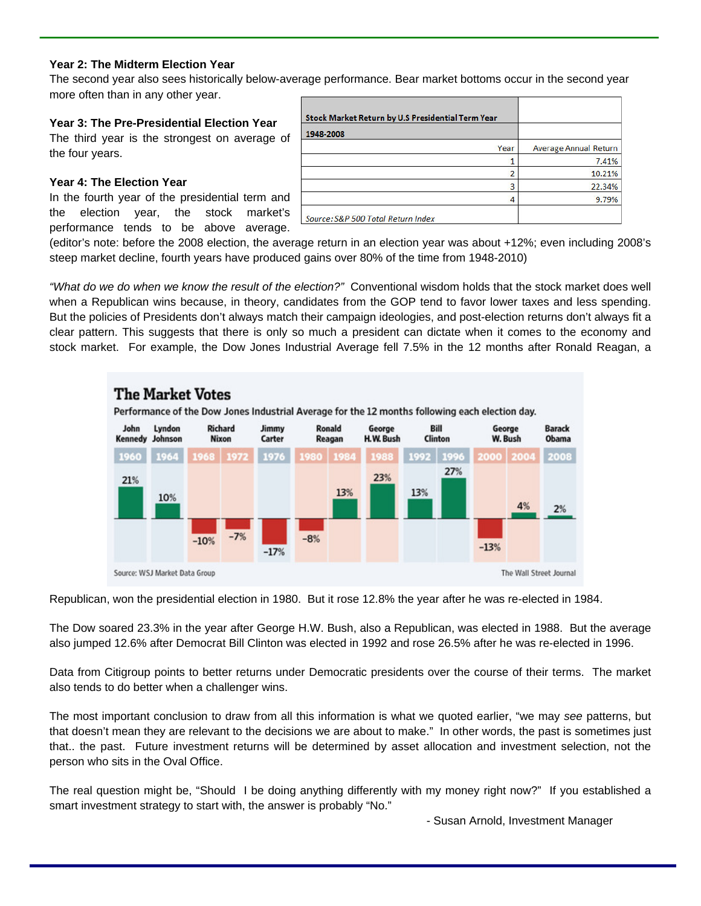**Year 2: The Midterm Election Year**

The second year also sees historically below-average performance. Bear market bottoms occur in the second year more often than in any other year.

**Year 3: The Pre-Presidential Election Year**

The third year is the strongest on average of the four years.

**Year 4: The Election Year**

In the fourth year of the presidential term and the election year, the stock market's performance tends to be above average. (editor's note: before the 2008 election, the average return in an election year was about +12%; even including 2008's steep market decline, fourth years have produced gains over 80% of the time from 1948-2010)

| Stock Market Return by U.S Presidential Term Year 1948-2008 | |
|---|---|
| Year | Average Annual Return |
| 1 | 7.41% |
| 2 | 10.21% |
| 3 | 22.34% |
| 4 | 9.79% |
| *Source: S&P 500 Total Return Index* | |

*"What do we do when we know the result of the election?"* Conventional wisdom holds that the stock market does well when a Republican wins because, in theory, candidates from the GOP tend to favor lower taxes and less spending. But the policies of Presidents don't always match their campaign ideologies, and post-election returns don't always fit a clear pattern. This suggests that there is only so much a president can dictate when it comes to the economy and stock market. For example, the Dow Jones Industrial Average fell 7.5% in the 12 months after Ronald Reagan, a Republican, won the presidential election in 1980. But it rose 12.8% the year after he was re-elected in 1984.

**The Market Votes**

Performance of the Dow Jones Industrial Average for the 12 months following each election day.

| President | Year | Performance |
|---|---|---|
| John Kennedy | 1960 | 21% |
| Lyndon Johnson | 1964 | 10% |
| Richard Nixon | 1968 | -10% |
| Richard Nixon | 1972 | -7% |
| Jimmy Carter | 1976 | -17% |
| Ronald Reagan | 1980 | -8% |
| Ronald Reagan | 1984 | 13% |
| George H.W. Bush | 1988 | 23% |
| Bill Clinton | 1992 | 13% |
| Bill Clinton | 1996 | 27% |
| George W. Bush | 2000 | -13% |
| George W. Bush | 2004 | 4% |
| Barack Obama | 2008 | 2% |

Source: WSJ Market Data Group — The Wall Street Journal

The Dow soared 23.3% in the year after George H.W. Bush, also a Republican, was elected in 1988. But the average also jumped 12.6% after Democrat Bill Clinton was elected in 1992 and rose 26.5% after he was re-elected in 1996.

Data from Citigroup points to better returns under Democratic presidents over the course of their terms. The market also tends to do better when a challenger wins.

The most important conclusion to draw from all this information is what we quoted earlier, "we may *see* patterns, but that doesn't mean they are relevant to the decisions we are about to make." In other words, the past is sometimes just that.. the past. Future investment returns will be determined by asset allocation and investment selection, not the person who sits in the Oval Office.

The real question might be, "Should I be doing anything differently with my money right now?" If you established a smart investment strategy to start with, the answer is probably "No."

- Susan Arnold, Investment Manager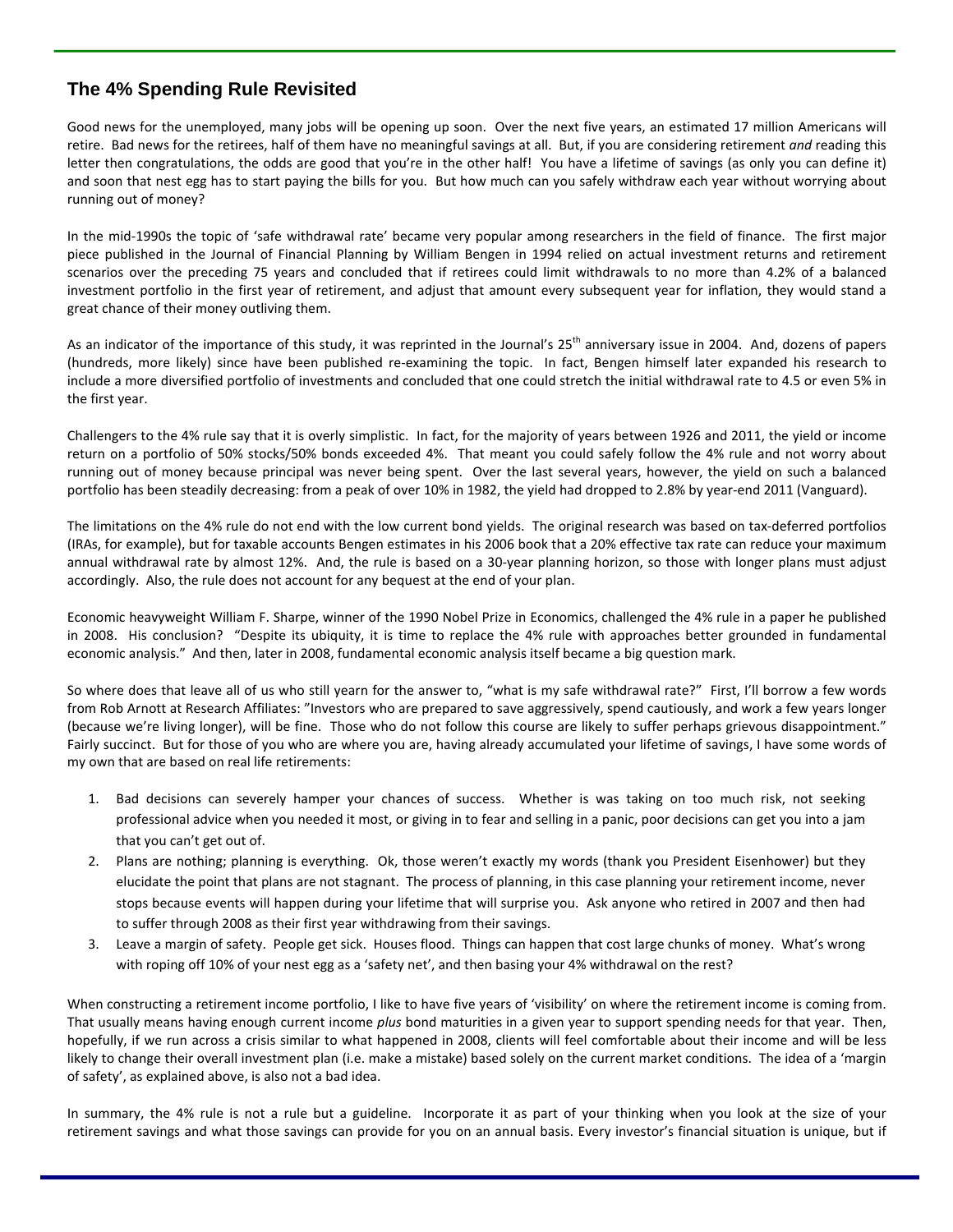## The 4% Spending Rule Revisited

Good news for the unemployed, many jobs will be opening up soon. Over the next five years, an estimated 17 million Americans will retire. Bad news for the retirees, half of them have no meaningful savings at all. But, if you are considering retirement *and* reading this letter then congratulations, the odds are good that you're in the other half! You have a lifetime of savings (as only you can define it) and soon that nest egg has to start paying the bills for you. But how much can you safely withdraw each year without worrying about running out of money?

In the mid-1990s the topic of 'safe withdrawal rate' became very popular among researchers in the field of finance. The first major piece published in the Journal of Financial Planning by William Bengen in 1994 relied on actual investment returns and retirement scenarios over the preceding 75 years and concluded that if retirees could limit withdrawals to no more than 4.2% of a balanced investment portfolio in the first year of retirement, and adjust that amount every subsequent year for inflation, they would stand a great chance of their money outliving them.

As an indicator of the importance of this study, it was reprinted in the Journal's 25th anniversary issue in 2004. And, dozens of papers (hundreds, more likely) since have been published re-examining the topic. In fact, Bengen himself later expanded his research to include a more diversified portfolio of investments and concluded that one could stretch the initial withdrawal rate to 4.5 or even 5% in the first year.

Challengers to the 4% rule say that it is overly simplistic. In fact, for the majority of years between 1926 and 2011, the yield or income return on a portfolio of 50% stocks/50% bonds exceeded 4%. That meant you could safely follow the 4% rule and not worry about running out of money because principal was never being spent. Over the last several years, however, the yield on such a balanced portfolio has been steadily decreasing: from a peak of over 10% in 1982, the yield had dropped to 2.8% by year-end 2011 (Vanguard).

The limitations on the 4% rule do not end with the low current bond yields. The original research was based on tax-deferred portfolios (IRAs, for example), but for taxable accounts Bengen estimates in his 2006 book that a 20% effective tax rate can reduce your maximum annual withdrawal rate by almost 12%. And, the rule is based on a 30-year planning horizon, so those with longer plans must adjust accordingly. Also, the rule does not account for any bequest at the end of your plan.

Economic heavyweight William F. Sharpe, winner of the 1990 Nobel Prize in Economics, challenged the 4% rule in a paper he published in 2008. His conclusion? "Despite its ubiquity, it is time to replace the 4% rule with approaches better grounded in fundamental economic analysis." And then, later in 2008, fundamental economic analysis itself became a big question mark.

So where does that leave all of us who still yearn for the answer to, "what is my safe withdrawal rate?" First, I'll borrow a few words from Rob Arnott at Research Affiliates: "Investors who are prepared to save aggressively, spend cautiously, and work a few years longer (because we're living longer), will be fine. Those who do not follow this course are likely to suffer perhaps grievous disappointment." Fairly succinct. But for those of you who are where you are, having already accumulated your lifetime of savings, I have some words of my own that are based on real life retirements:

1. Bad decisions can severely hamper your chances of success. Whether is was taking on too much risk, not seeking professional advice when you needed it most, or giving in to fear and selling in a panic, poor decisions can get you into a jam that you can't get out of.
2. Plans are nothing; planning is everything. Ok, those weren't exactly my words (thank you President Eisenhower) but they elucidate the point that plans are not stagnant. The process of planning, in this case planning your retirement income, never stops because events will happen during your lifetime that will surprise you. Ask anyone who retired in 2007 and then had to suffer through 2008 as their first year withdrawing from their savings.
3. Leave a margin of safety. People get sick. Houses flood. Things can happen that cost large chunks of money. What's wrong with roping off 10% of your nest egg as a 'safety net', and then basing your 4% withdrawal on the rest?

When constructing a retirement income portfolio, I like to have five years of 'visibility' on where the retirement income is coming from. That usually means having enough current income *plus* bond maturities in a given year to support spending needs for that year. Then, hopefully, if we run across a crisis similar to what happened in 2008, clients will feel comfortable about their income and will be less likely to change their overall investment plan (i.e. make a mistake) based solely on the current market conditions. The idea of a 'margin of safety', as explained above, is also not a bad idea.

In summary, the 4% rule is not a rule but a guideline. Incorporate it as part of your thinking when you look at the size of your retirement savings and what those savings can provide for you on an annual basis. Every investor's financial situation is unique, but if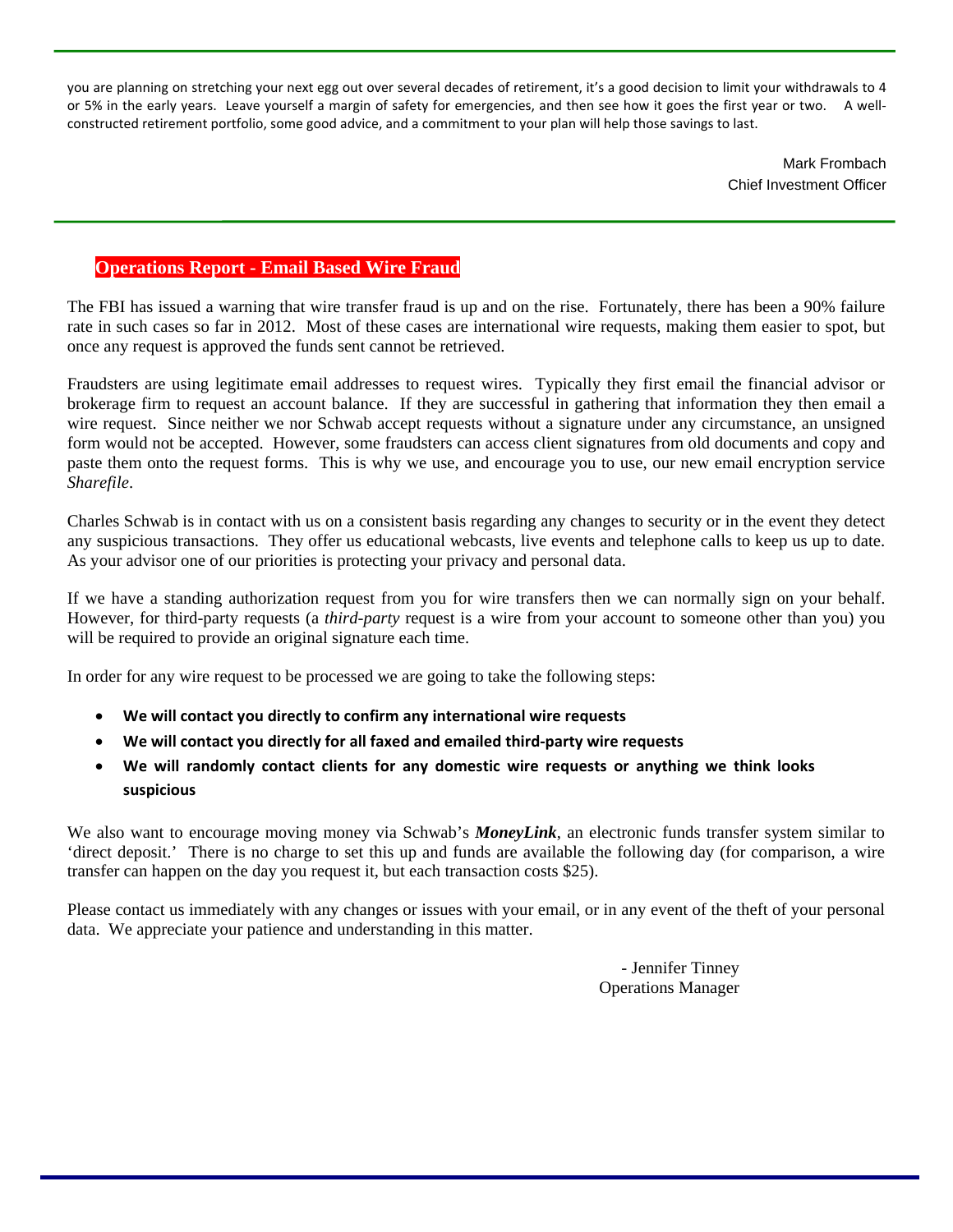you are planning on stretching your next egg out over several decades of retirement, it's a good decision to limit your withdrawals to 4 or 5% in the early years. Leave yourself a margin of safety for emergencies, and then see how it goes the first year or two. A well-constructed retirement portfolio, some good advice, and a commitment to your plan will help those savings to last.

Mark Frombach
Chief Investment Officer

## Operations Report - Email Based Wire Fraud

The FBI has issued a warning that wire transfer fraud is up and on the rise. Fortunately, there has been a 90% failure rate in such cases so far in 2012. Most of these cases are international wire requests, making them easier to spot, but once any request is approved the funds sent cannot be retrieved.

Fraudsters are using legitimate email addresses to request wires. Typically they first email the financial advisor or brokerage firm to request an account balance. If they are successful in gathering that information they then email a wire request. Since neither we nor Schwab accept requests without a signature under any circumstance, an unsigned form would not be accepted. However, some fraudsters can access client signatures from old documents and copy and paste them onto the request forms. This is why we use, and encourage you to use, our new email encryption service *Sharefile*.

Charles Schwab is in contact with us on a consistent basis regarding any changes to security or in the event they detect any suspicious transactions. They offer us educational webcasts, live events and telephone calls to keep us up to date. As your advisor one of our priorities is protecting your privacy and personal data.

If we have a standing authorization request from you for wire transfers then we can normally sign on your behalf. However, for third-party requests (a *third-party* request is a wire from your account to someone other than you) you will be required to provide an original signature each time.

In order for any wire request to be processed we are going to take the following steps:

- **We will contact you directly to confirm any international wire requests**
- **We will contact you directly for all faxed and emailed third-party wire requests**
- **We will randomly contact clients for any domestic wire requests or anything we think looks suspicious**

We also want to encourage moving money via Schwab's ***MoneyLink***, an electronic funds transfer system similar to 'direct deposit.' There is no charge to set this up and funds are available the following day (for comparison, a wire transfer can happen on the day you request it, but each transaction costs $25).

Please contact us immediately with any changes or issues with your email, or in any event of the theft of your personal data. We appreciate your patience and understanding in this matter.

\- Jennifer Tinney
Operations Manager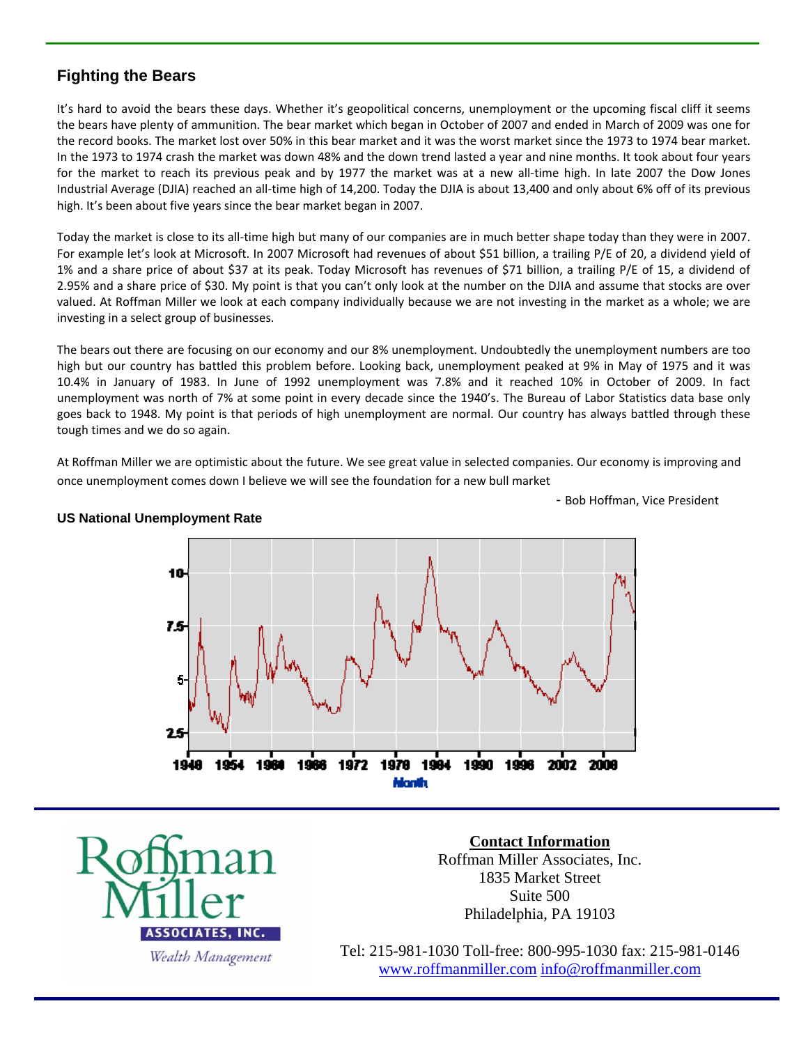## Fighting the Bears

It's hard to avoid the bears these days. Whether it's geopolitical concerns, unemployment or the upcoming fiscal cliff it seems the bears have plenty of ammunition. The bear market which began in October of 2007 and ended in March of 2009 was one for the record books. The market lost over 50% in this bear market and it was the worst market since the 1973 to 1974 bear market. In the 1973 to 1974 crash the market was down 48% and the down trend lasted a year and nine months. It took about four years for the market to reach its previous peak and by 1977 the market was at a new all-time high. In late 2007 the Dow Jones Industrial Average (DJIA) reached an all-time high of 14,200. Today the DJIA is about 13,400 and only about 6% off of its previous high. It's been about five years since the bear market began in 2007.

Today the market is close to its all-time high but many of our companies are in much better shape today than they were in 2007. For example let's look at Microsoft. In 2007 Microsoft had revenues of about $51 billion, a trailing P/E of 20, a dividend yield of 1% and a share price of about $37 at its peak. Today Microsoft has revenues of $71 billion, a trailing P/E of 15, a dividend of 2.95% and a share price of $30. My point is that you can't only look at the number on the DJIA and assume that stocks are over valued. At Roffman Miller we look at each company individually because we are not investing in the market as a whole; we are investing in a select group of businesses.

The bears out there are focusing on our economy and our 8% unemployment. Undoubtedly the unemployment numbers are too high but our country has battled this problem before. Looking back, unemployment peaked at 9% in May of 1975 and it was 10.4% in January of 1983. In June of 1992 unemployment was 7.8% and it reached 10% in October of 2009. In fact unemployment was north of 7% at some point in every decade since the 1940's. The Bureau of Labor Statistics data base only goes back to 1948. My point is that periods of high unemployment are normal. Our country has always battled through these tough times and we do so again.

At Roffman Miller we are optimistic about the future. We see great value in selected companies. Our economy is improving and once unemployment comes down I believe we will see the foundation for a new bull market

- Bob Hoffman, Vice President

**US National Unemployment Rate**

10
7.5
5
2.5
1948 1954 1960 1966 1972 1978 1984 1990 1996 2002 2008
Month

**Contact Information**
Roffman Miller Associates, Inc.
1835 Market Street
Suite 500
Philadelphia, PA 19103

Tel: 215-981-1030 Toll-free: 800-995-1030 fax: 215-981-0146
www.roffmanmiller.com info@roffmanmiller.com

Roffman Miller ASSOCIATES, INC.
*Wealth Management*